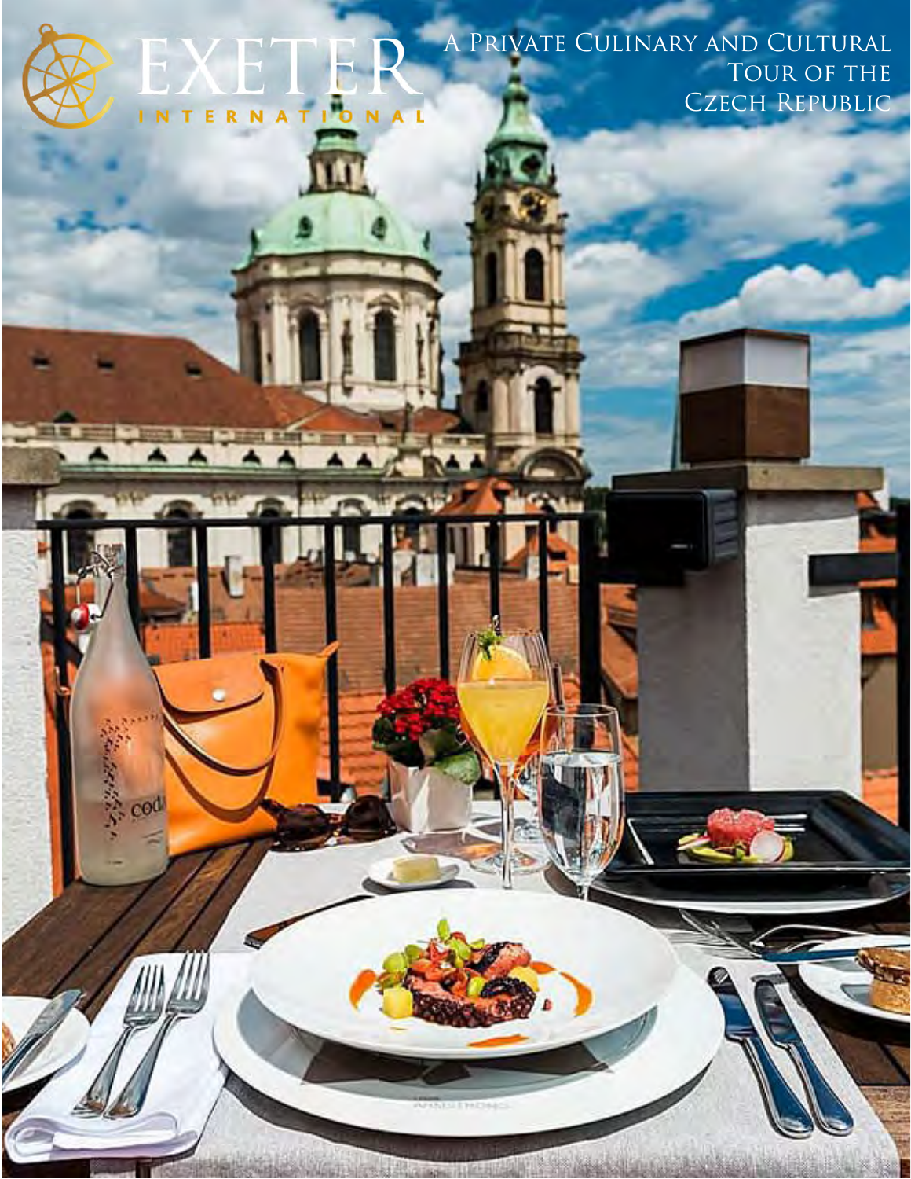# EXETER INTERNATIONAL

# A Private Culinary and Cultural Tour of the Czech Republic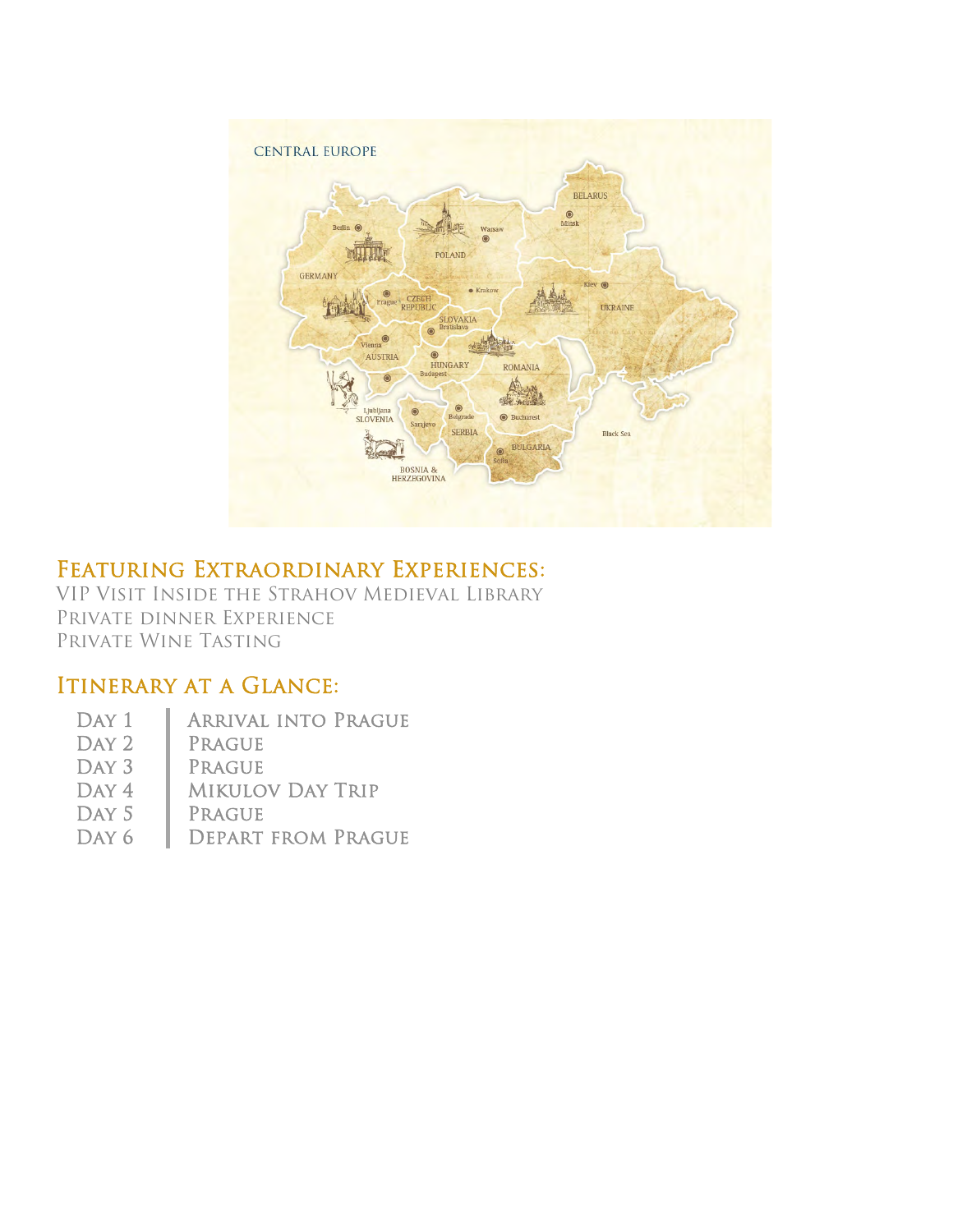## Featuring Extraordinary Experiences:

VIP Visit Inside the Strahov Medieval Library
Private dinner Experience
Private Wine Tasting

## Itinerary at a Glance:

| | |
|---|---|
| Day 1 | Arrival into Prague |
| Day 2 | Prague |
| Day 3 | Prague |
| Day 4 | Mikulov Day Trip |
| Day 5 | Prague |
| Day 6 | Depart from Prague |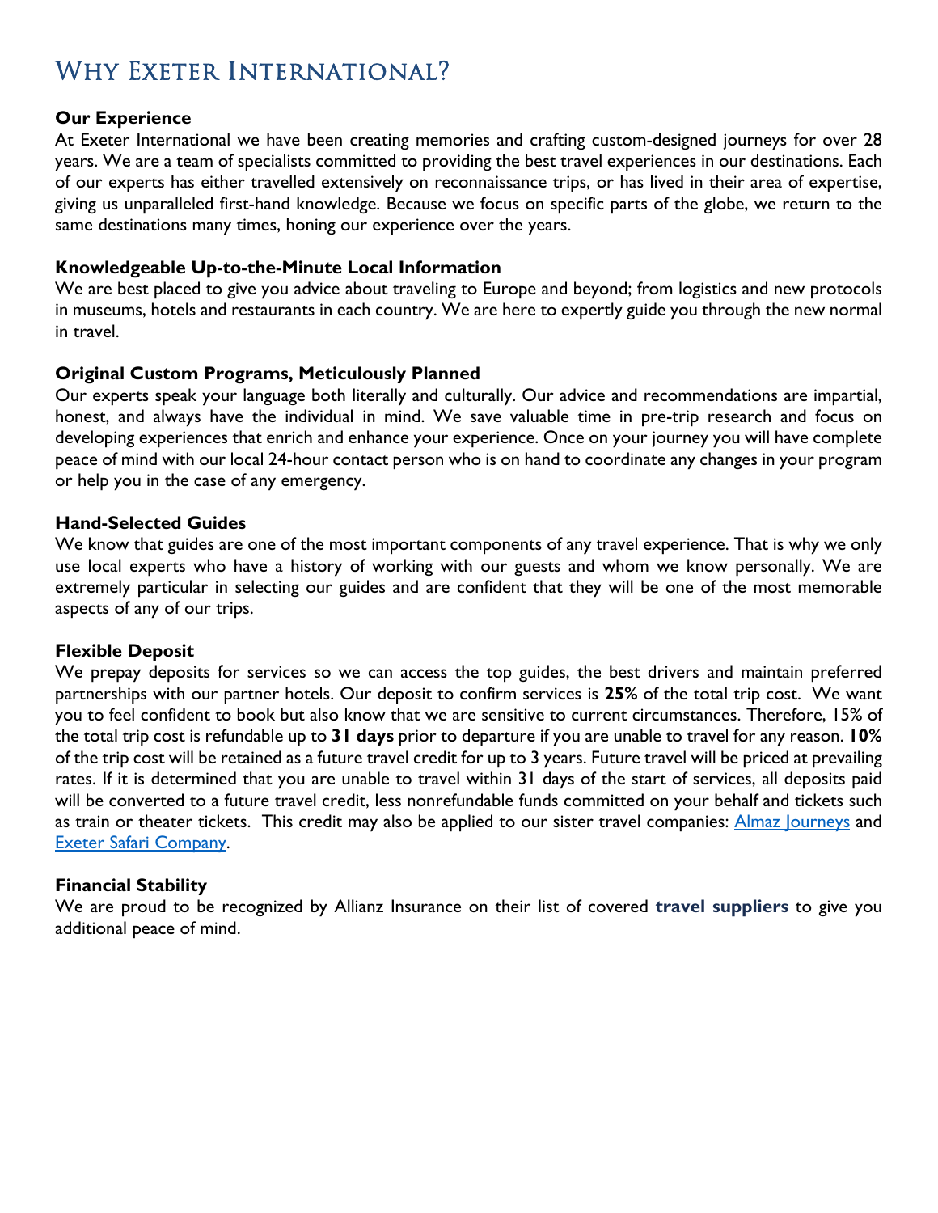# Why Exeter International?

**Our Experience**

At Exeter International we have been creating memories and crafting custom-designed journeys for over 28 years. We are a team of specialists committed to providing the best travel experiences in our destinations. Each of our experts has either travelled extensively on reconnaissance trips, or has lived in their area of expertise, giving us unparalleled first-hand knowledge. Because we focus on specific parts of the globe, we return to the same destinations many times, honing our experience over the years.

**Knowledgeable Up-to-the-Minute Local Information**

We are best placed to give you advice about traveling to Europe and beyond; from logistics and new protocols in museums, hotels and restaurants in each country. We are here to expertly guide you through the new normal in travel.

**Original Custom Programs, Meticulously Planned**

Our experts speak your language both literally and culturally. Our advice and recommendations are impartial, honest, and always have the individual in mind. We save valuable time in pre-trip research and focus on developing experiences that enrich and enhance your experience. Once on your journey you will have complete peace of mind with our local 24-hour contact person who is on hand to coordinate any changes in your program or help you in the case of any emergency.

**Hand-Selected Guides**

We know that guides are one of the most important components of any travel experience. That is why we only use local experts who have a history of working with our guests and whom we know personally. We are extremely particular in selecting our guides and are confident that they will be one of the most memorable aspects of any of our trips.

**Flexible Deposit**

We prepay deposits for services so we can access the top guides, the best drivers and maintain preferred partnerships with our partner hotels. Our deposit to confirm services is **25%** of the total trip cost. We want you to feel confident to book but also know that we are sensitive to current circumstances. Therefore, 15% of the total trip cost is refundable up to **31 days** prior to departure if you are unable to travel for any reason. **10%** of the trip cost will be retained as a future travel credit for up to 3 years. Future travel will be priced at prevailing rates. If it is determined that you are unable to travel within 31 days of the start of services, all deposits paid will be converted to a future travel credit, less nonrefundable funds committed on your behalf and tickets such as train or theater tickets. This credit may also be applied to our sister travel companies: Almaz Journeys and Exeter Safari Company.

**Financial Stability**

We are proud to be recognized by Allianz Insurance on their list of covered **travel suppliers** to give you additional peace of mind.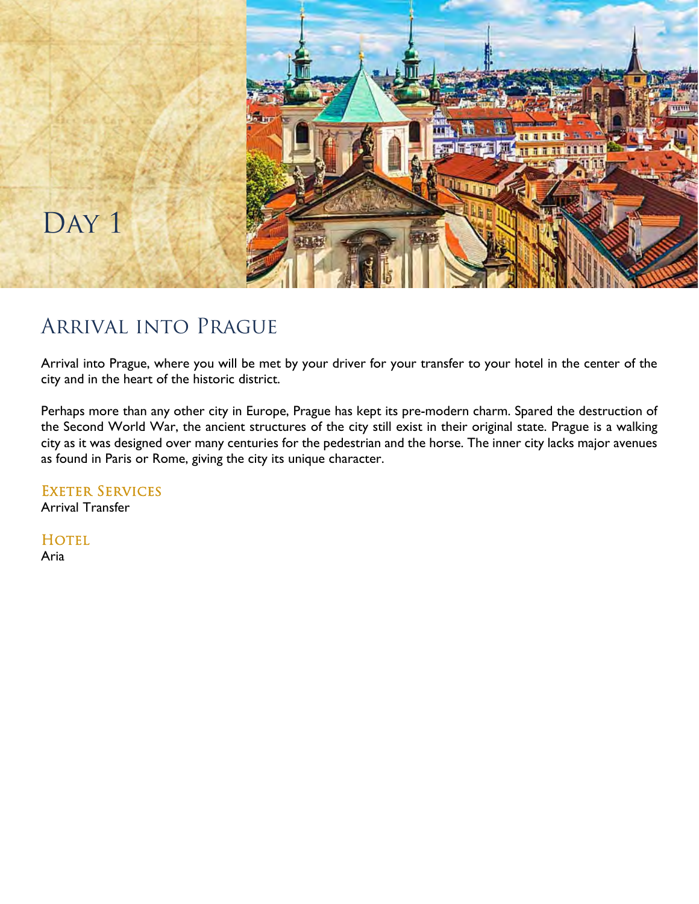# Day 1

## Arrival into Prague

Arrival into Prague, where you will be met by your driver for your transfer to your hotel in the center of the city and in the heart of the historic district.

Perhaps more than any other city in Europe, Prague has kept its pre-modern charm. Spared the destruction of the Second World War, the ancient structures of the city still exist in their original state. Prague is a walking city as it was designed over many centuries for the pedestrian and the horse. The inner city lacks major avenues as found in Paris or Rome, giving the city its unique character.

### Exeter Services

Arrival Transfer

### Hotel

Aria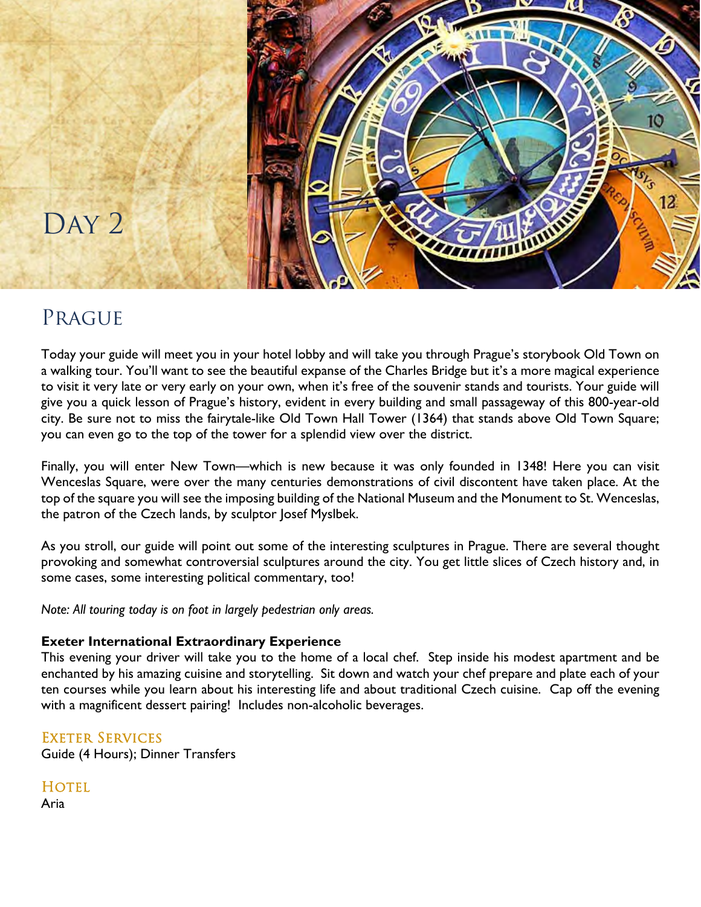# Day 2

## Prague

Today your guide will meet you in your hotel lobby and will take you through Prague's storybook Old Town on a walking tour. You'll want to see the beautiful expanse of the Charles Bridge but it's a more magical experience to visit it very late or very early on your own, when it's free of the souvenir stands and tourists. Your guide will give you a quick lesson of Prague's history, evident in every building and small passageway of this 800-year-old city. Be sure not to miss the fairytale-like Old Town Hall Tower (1364) that stands above Old Town Square; you can even go to the top of the tower for a splendid view over the district.

Finally, you will enter New Town—which is new because it was only founded in 1348! Here you can visit Wenceslas Square, were over the many centuries demonstrations of civil discontent have taken place. At the top of the square you will see the imposing building of the National Museum and the Monument to St. Wenceslas, the patron of the Czech lands, by sculptor Josef Myslbek.

As you stroll, our guide will point out some of the interesting sculptures in Prague. There are several thought provoking and somewhat controversial sculptures around the city. You get little slices of Czech history and, in some cases, some interesting political commentary, too!

*Note: All touring today is on foot in largely pedestrian only areas.*

**Exeter International Extraordinary Experience**
This evening your driver will take you to the home of a local chef. Step inside his modest apartment and be enchanted by his amazing cuisine and storytelling. Sit down and watch your chef prepare and plate each of your ten courses while you learn about his interesting life and about traditional Czech cuisine. Cap off the evening with a magnificent dessert pairing! Includes non-alcoholic beverages.

### Exeter Services
Guide (4 Hours); Dinner Transfers

### Hotel
Aria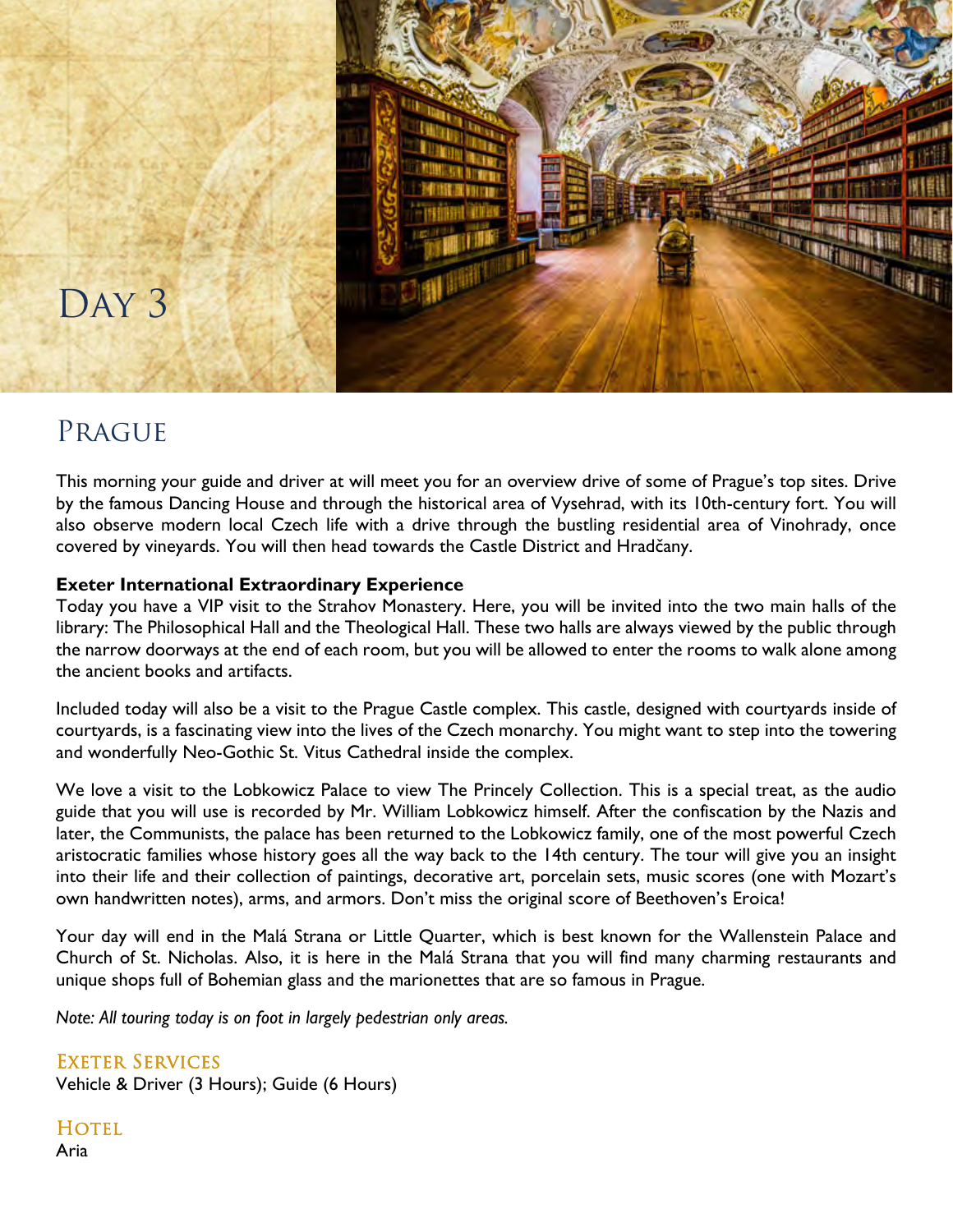# Day 3

## Prague

This morning your guide and driver at will meet you for an overview drive of some of Prague's top sites. Drive by the famous Dancing House and through the historical area of Vysehrad, with its 10th-century fort. You will also observe modern local Czech life with a drive through the bustling residential area of Vinohrady, once covered by vineyards. You will then head towards the Castle District and Hradčany.

**Exeter International Extraordinary Experience**
Today you have a VIP visit to the Strahov Monastery. Here, you will be invited into the two main halls of the library: The Philosophical Hall and the Theological Hall. These two halls are always viewed by the public through the narrow doorways at the end of each room, but you will be allowed to enter the rooms to walk alone among the ancient books and artifacts.

Included today will also be a visit to the Prague Castle complex. This castle, designed with courtyards inside of courtyards, is a fascinating view into the lives of the Czech monarchy. You might want to step into the towering and wonderfully Neo-Gothic St. Vitus Cathedral inside the complex.

We love a visit to the Lobkowicz Palace to view The Princely Collection. This is a special treat, as the audio guide that you will use is recorded by Mr. William Lobkowicz himself. After the confiscation by the Nazis and later, the Communists, the palace has been returned to the Lobkowicz family, one of the most powerful Czech aristocratic families whose history goes all the way back to the 14th century. The tour will give you an insight into their life and their collection of paintings, decorative art, porcelain sets, music scores (one with Mozart's own handwritten notes), arms, and armors. Don't miss the original score of Beethoven's Eroica!

Your day will end in the Malá Strana or Little Quarter, which is best known for the Wallenstein Palace and Church of St. Nicholas. Also, it is here in the Malá Strana that you will find many charming restaurants and unique shops full of Bohemian glass and the marionettes that are so famous in Prague.

*Note: All touring today is on foot in largely pedestrian only areas.*

### Exeter Services
Vehicle & Driver (3 Hours); Guide (6 Hours)

### Hotel
Aria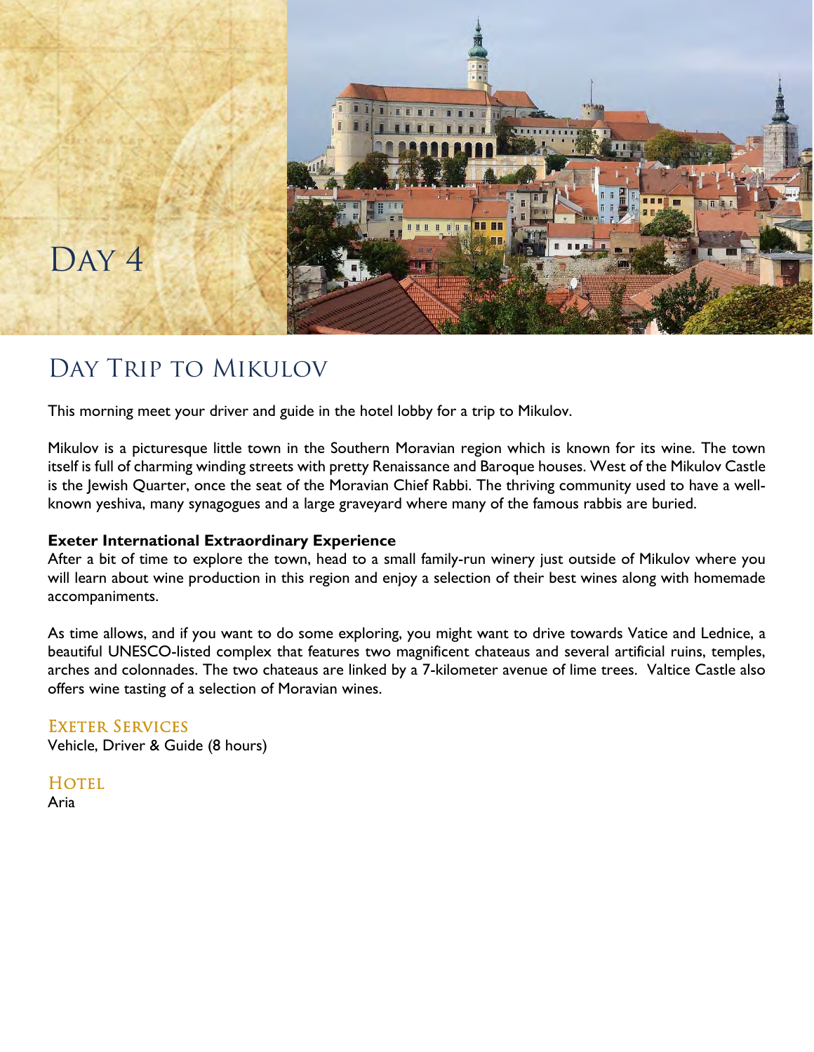# Day 4

## Day Trip to Mikulov

This morning meet your driver and guide in the hotel lobby for a trip to Mikulov.

Mikulov is a picturesque little town in the Southern Moravian region which is known for its wine. The town itself is full of charming winding streets with pretty Renaissance and Baroque houses. West of the Mikulov Castle is the Jewish Quarter, once the seat of the Moravian Chief Rabbi. The thriving community used to have a well-known yeshiva, many synagogues and a large graveyard where many of the famous rabbis are buried.

**Exeter International Extraordinary Experience**
After a bit of time to explore the town, head to a small family-run winery just outside of Mikulov where you will learn about wine production in this region and enjoy a selection of their best wines along with homemade accompaniments.

As time allows, and if you want to do some exploring, you might want to drive towards Vatice and Lednice, a beautiful UNESCO-listed complex that features two magnificent chateaus and several artificial ruins, temples, arches and colonnades. The two chateaus are linked by a 7-kilometer avenue of lime trees. Valtice Castle also offers wine tasting of a selection of Moravian wines.

### Exeter Services
Vehicle, Driver & Guide (8 hours)

### Hotel
Aria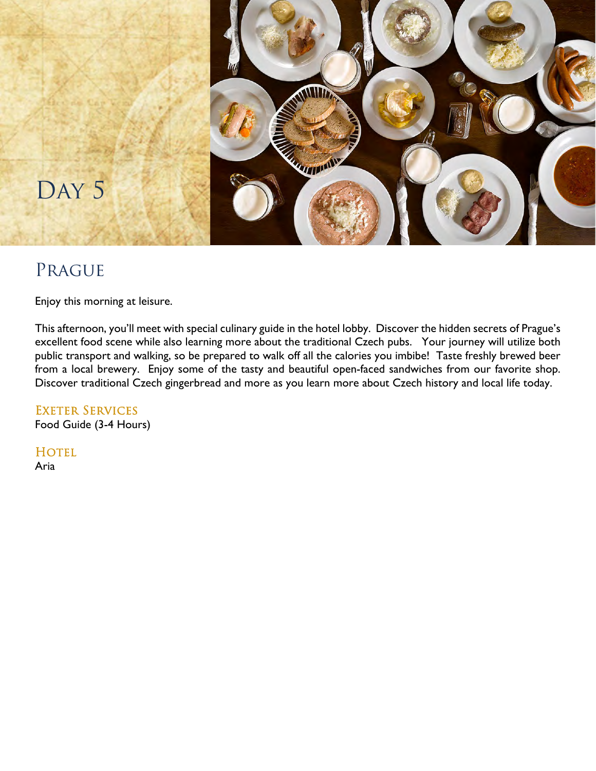# Day 5

## Prague

Enjoy this morning at leisure.

This afternoon, you'll meet with special culinary guide in the hotel lobby. Discover the hidden secrets of Prague's excellent food scene while also learning more about the traditional Czech pubs. Your journey will utilize both public transport and walking, so be prepared to walk off all the calories you imbibe! Taste freshly brewed beer from a local brewery. Enjoy some of the tasty and beautiful open-faced sandwiches from our favorite shop. Discover traditional Czech gingerbread and more as you learn more about Czech history and local life today.

### Exeter Services

Food Guide (3-4 Hours)

### Hotel

Aria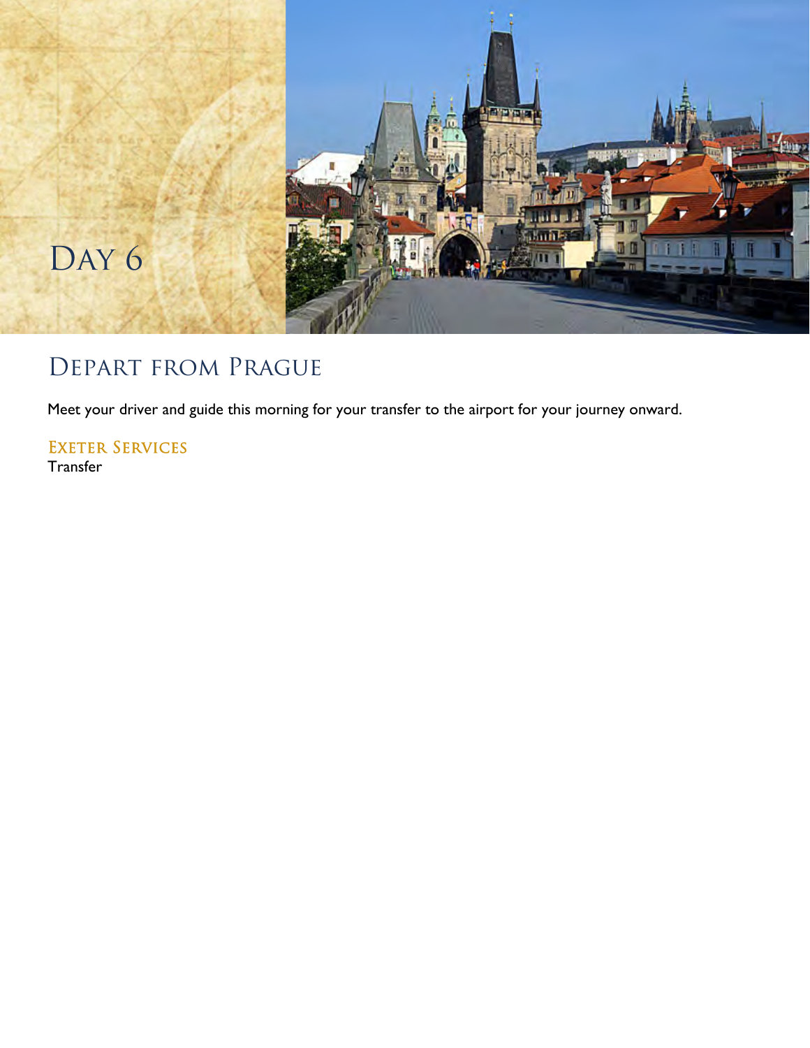# Day 6

## Depart from Prague

Meet your driver and guide this morning for your transfer to the airport for your journey onward.

### Exeter Services

Transfer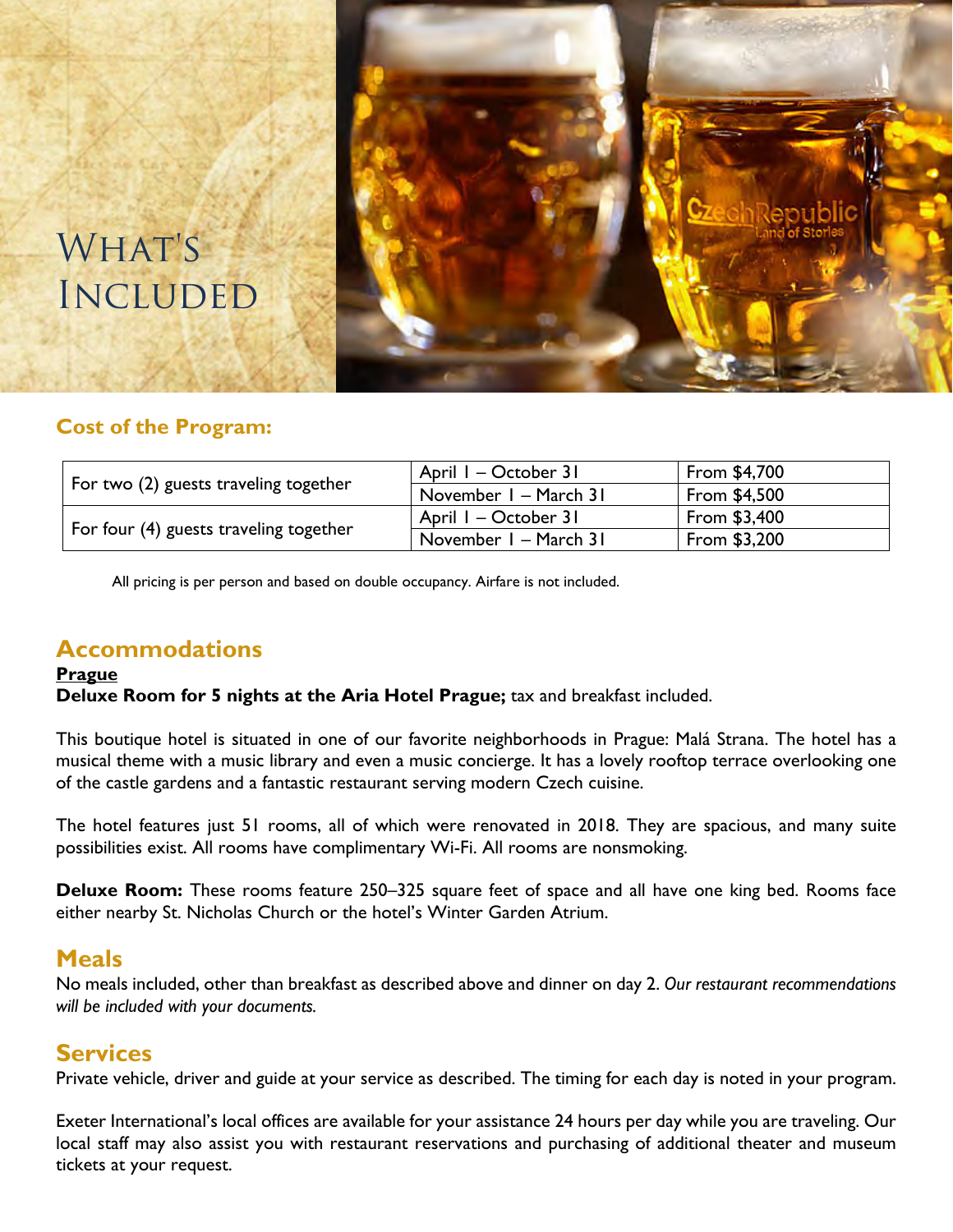# What's Included

## Cost of the Program:

| | | |
|---|---|---|
| For two (2) guests traveling together | April 1 – October 31 | From $4,700 |
| | November 1 – March 31 | From $4,500 |
| For four (4) guests traveling together | April 1 – October 31 | From $3,400 |
| | November 1 – March 31 | From $3,200 |

All pricing is per person and based on double occupancy. Airfare is not included.

## Accommodations

**Prague**

**Deluxe Room for 5 nights at the Aria Hotel Prague;** tax and breakfast included.

This boutique hotel is situated in one of our favorite neighborhoods in Prague: Malá Strana. The hotel has a musical theme with a music library and even a music concierge. It has a lovely rooftop terrace overlooking one of the castle gardens and a fantastic restaurant serving modern Czech cuisine.

The hotel features just 51 rooms, all of which were renovated in 2018. They are spacious, and many suite possibilities exist. All rooms have complimentary Wi-Fi. All rooms are nonsmoking.

**Deluxe Room:** These rooms feature 250–325 square feet of space and all have one king bed. Rooms face either nearby St. Nicholas Church or the hotel's Winter Garden Atrium.

## Meals

No meals included, other than breakfast as described above and dinner on day 2. *Our restaurant recommendations will be included with your documents.*

## Services

Private vehicle, driver and guide at your service as described. The timing for each day is noted in your program.

Exeter International's local offices are available for your assistance 24 hours per day while you are traveling. Our local staff may also assist you with restaurant reservations and purchasing of additional theater and museum tickets at your request.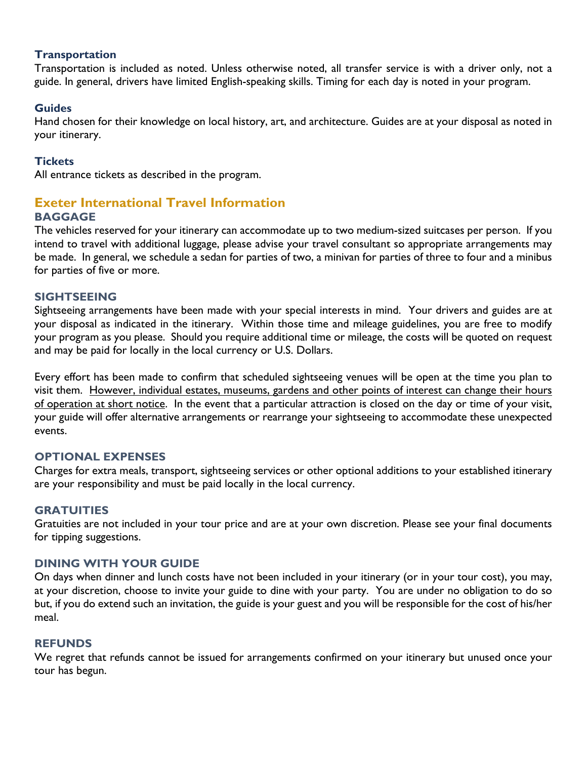### Transportation

Transportation is included as noted. Unless otherwise noted, all transfer service is with a driver only, not a guide. In general, drivers have limited English-speaking skills. Timing for each day is noted in your program.

### Guides

Hand chosen for their knowledge on local history, art, and architecture. Guides are at your disposal as noted in your itinerary.

### Tickets

All entrance tickets as described in the program.

## Exeter International Travel Information

### BAGGAGE

The vehicles reserved for your itinerary can accommodate up to two medium-sized suitcases per person. If you intend to travel with additional luggage, please advise your travel consultant so appropriate arrangements may be made. In general, we schedule a sedan for parties of two, a minivan for parties of three to four and a minibus for parties of five or more.

### SIGHTSEEING

Sightseeing arrangements have been made with your special interests in mind. Your drivers and guides are at your disposal as indicated in the itinerary. Within those time and mileage guidelines, you are free to modify your program as you please. Should you require additional time or mileage, the costs will be quoted on request and may be paid for locally in the local currency or U.S. Dollars.

Every effort has been made to confirm that scheduled sightseeing venues will be open at the time you plan to visit them. <u>However, individual estates, museums, gardens and other points of interest can change their hours of operation at short notice</u>. In the event that a particular attraction is closed on the day or time of your visit, your guide will offer alternative arrangements or rearrange your sightseeing to accommodate these unexpected events.

### OPTIONAL EXPENSES

Charges for extra meals, transport, sightseeing services or other optional additions to your established itinerary are your responsibility and must be paid locally in the local currency.

### GRATUITIES

Gratuities are not included in your tour price and are at your own discretion. Please see your final documents for tipping suggestions.

### DINING WITH YOUR GUIDE

On days when dinner and lunch costs have not been included in your itinerary (or in your tour cost), you may, at your discretion, choose to invite your guide to dine with your party. You are under no obligation to do so but, if you do extend such an invitation, the guide is your guest and you will be responsible for the cost of his/her meal.

### REFUNDS

We regret that refunds cannot be issued for arrangements confirmed on your itinerary but unused once your tour has begun.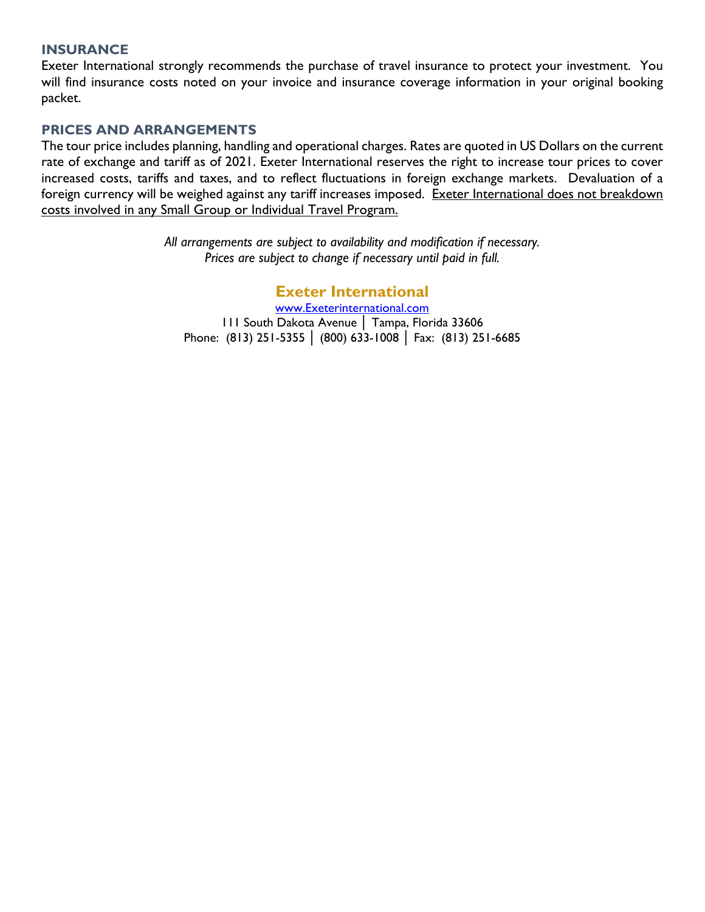## INSURANCE

Exeter International strongly recommends the purchase of travel insurance to protect your investment. You will find insurance costs noted on your invoice and insurance coverage information in your original booking packet.

## PRICES AND ARRANGEMENTS

The tour price includes planning, handling and operational charges. Rates are quoted in US Dollars on the current rate of exchange and tariff as of 2021. Exeter International reserves the right to increase tour prices to cover increased costs, tariffs and taxes, and to reflect fluctuations in foreign exchange markets. Devaluation of a foreign currency will be weighed against any tariff increases imposed. <u>Exeter International does not breakdown costs involved in any Small Group or Individual Travel Program.</u>

*All arrangements are subject to availability and modification if necessary.*
*Prices are subject to change if necessary until paid in full.*

**Exeter International**

www.Exeterinternational.com

111 South Dakota Avenue │ Tampa, Florida 33606

Phone: (813) 251-5355 │ (800) 633-1008 │ Fax: (813) 251-6685